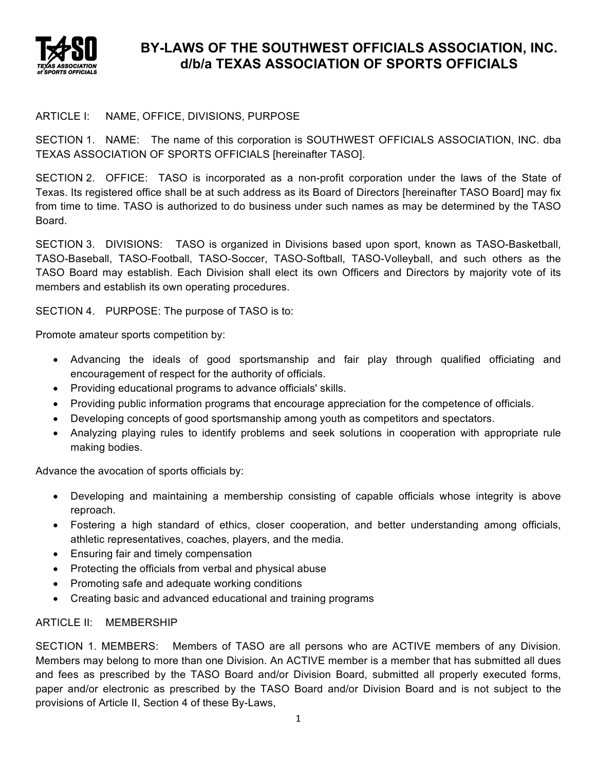# BY-LAWS OF THE SOUTHWEST OFFICIALS ASSOCIATION, INC. d/b/a TEXAS ASSOCIATION OF SPORTS OFFICIALS

## ARTICLE I: NAME, OFFICE, DIVISIONS, PURPOSE

SECTION 1. NAME: The name of this corporation is SOUTHWEST OFFICIALS ASSOCIATION, INC. dba TEXAS ASSOCIATION OF SPORTS OFFICIALS [hereinafter TASO].

SECTION 2. OFFICE: TASO is incorporated as a non-profit corporation under the laws of the State of Texas. Its registered office shall be at such address as its Board of Directors [hereinafter TASO Board] may fix from time to time. TASO is authorized to do business under such names as may be determined by the TASO Board.

SECTION 3. DIVISIONS: TASO is organized in Divisions based upon sport, known as TASO-Basketball, TASO-Baseball, TASO-Football, TASO-Soccer, TASO-Softball, TASO-Volleyball, and such others as the TASO Board may establish. Each Division shall elect its own Officers and Directors by majority vote of its members and establish its own operating procedures.

SECTION 4. PURPOSE: The purpose of TASO is to:

Promote amateur sports competition by:

- Advancing the ideals of good sportsmanship and fair play through qualified officiating and encouragement of respect for the authority of officials.
- Providing educational programs to advance officials' skills.
- Providing public information programs that encourage appreciation for the competence of officials.
- Developing concepts of good sportsmanship among youth as competitors and spectators.
- Analyzing playing rules to identify problems and seek solutions in cooperation with appropriate rule making bodies.

Advance the avocation of sports officials by:

- Developing and maintaining a membership consisting of capable officials whose integrity is above reproach.
- Fostering a high standard of ethics, closer cooperation, and better understanding among officials, athletic representatives, coaches, players, and the media.
- Ensuring fair and timely compensation
- Protecting the officials from verbal and physical abuse
- Promoting safe and adequate working conditions
- Creating basic and advanced educational and training programs

## ARTICLE II: MEMBERSHIP

SECTION 1. MEMBERS: Members of TASO are all persons who are ACTIVE members of any Division. Members may belong to more than one Division. An ACTIVE member is a member that has submitted all dues and fees as prescribed by the TASO Board and/or Division Board, submitted all properly executed forms, paper and/or electronic as prescribed by the TASO Board and/or Division Board and is not subject to the provisions of Article II, Section 4 of these By-Laws,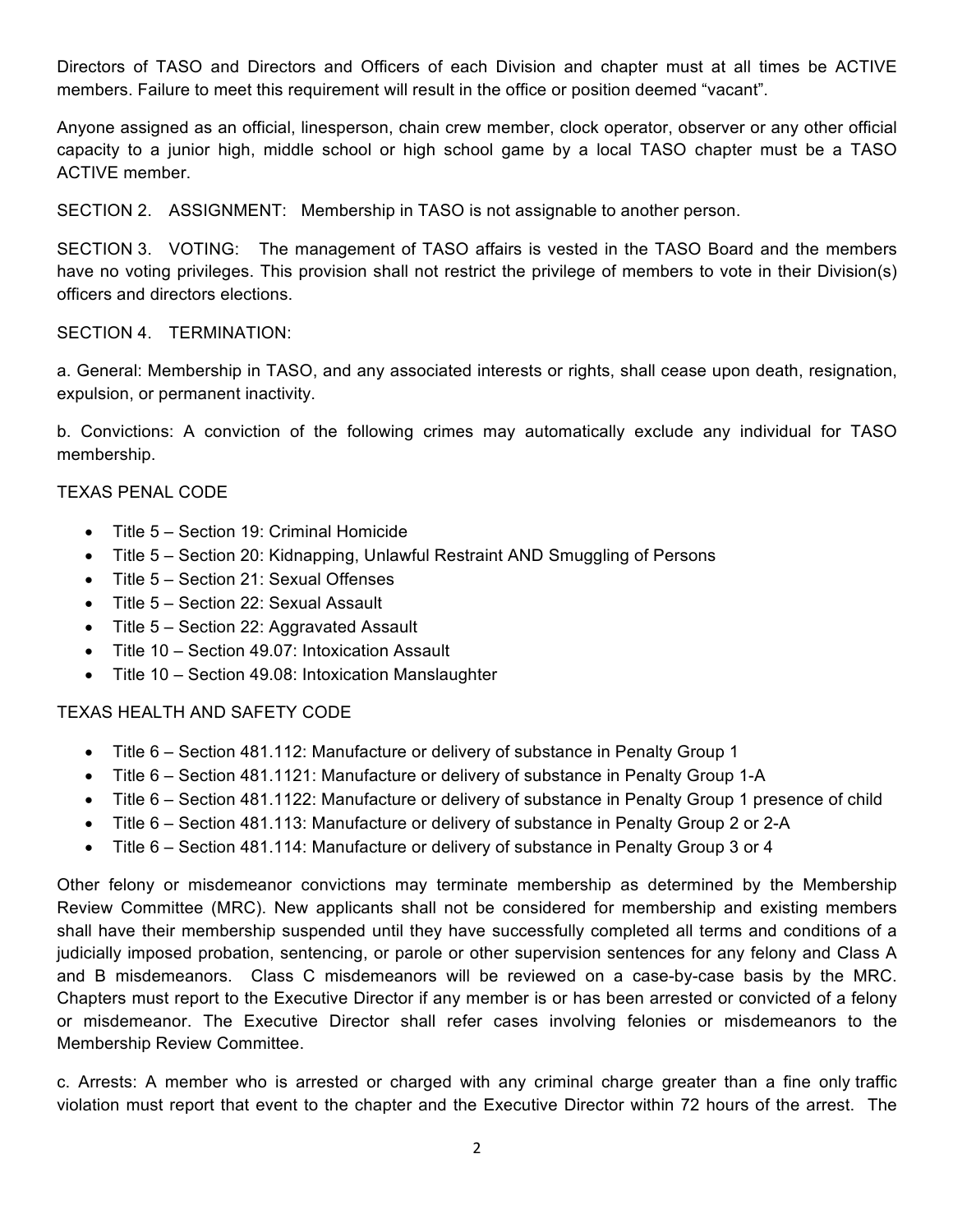Directors of TASO and Directors and Officers of each Division and chapter must at all times be ACTIVE members. Failure to meet this requirement will result in the office or position deemed "vacant".

Anyone assigned as an official, linesperson, chain crew member, clock operator, observer or any other official capacity to a junior high, middle school or high school game by a local TASO chapter must be a TASO ACTIVE member.

SECTION 2. ASSIGNMENT: Membership in TASO is not assignable to another person.

SECTION 3. VOTING: The management of TASO affairs is vested in the TASO Board and the members have no voting privileges. This provision shall not restrict the privilege of members to vote in their Division(s) officers and directors elections.

SECTION 4. TERMINATION:

a. General: Membership in TASO, and any associated interests or rights, shall cease upon death, resignation, expulsion, or permanent inactivity.

b. Convictions: A conviction of the following crimes may automatically exclude any individual for TASO membership.

TEXAS PENAL CODE

- Title 5 – Section 19: Criminal Homicide
- Title 5 – Section 20: Kidnapping, Unlawful Restraint AND Smuggling of Persons
- Title 5 – Section 21: Sexual Offenses
- Title 5 – Section 22: Sexual Assault
- Title 5 – Section 22: Aggravated Assault
- Title 10 – Section 49.07: Intoxication Assault
- Title 10 – Section 49.08: Intoxication Manslaughter

TEXAS HEALTH AND SAFETY CODE

- Title 6 – Section 481.112: Manufacture or delivery of substance in Penalty Group 1
- Title 6 – Section 481.1121: Manufacture or delivery of substance in Penalty Group 1-A
- Title 6 – Section 481.1122: Manufacture or delivery of substance in Penalty Group 1 presence of child
- Title 6 – Section 481.113: Manufacture or delivery of substance in Penalty Group 2 or 2-A
- Title 6 – Section 481.114: Manufacture or delivery of substance in Penalty Group 3 or 4

Other felony or misdemeanor convictions may terminate membership as determined by the Membership Review Committee (MRC). New applicants shall not be considered for membership and existing members shall have their membership suspended until they have successfully completed all terms and conditions of a judicially imposed probation, sentencing, or parole or other supervision sentences for any felony and Class A and B misdemeanors. Class C misdemeanors will be reviewed on a case-by-case basis by the MRC. Chapters must report to the Executive Director if any member is or has been arrested or convicted of a felony or misdemeanor. The Executive Director shall refer cases involving felonies or misdemeanors to the Membership Review Committee.

c. Arrests: A member who is arrested or charged with any criminal charge greater than a fine only traffic violation must report that event to the chapter and the Executive Director within 72 hours of the arrest. The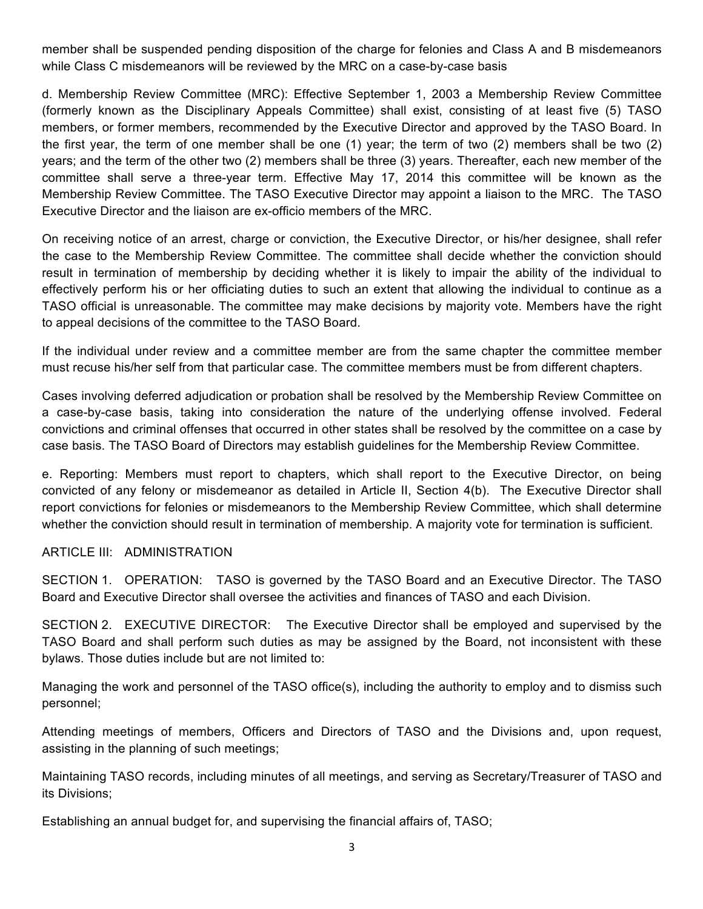member shall be suspended pending disposition of the charge for felonies and Class A and B misdemeanors while Class C misdemeanors will be reviewed by the MRC on a case-by-case basis

d. Membership Review Committee (MRC): Effective September 1, 2003 a Membership Review Committee (formerly known as the Disciplinary Appeals Committee) shall exist, consisting of at least five (5) TASO members, or former members, recommended by the Executive Director and approved by the TASO Board. In the first year, the term of one member shall be one (1) year; the term of two (2) members shall be two (2) years; and the term of the other two (2) members shall be three (3) years. Thereafter, each new member of the committee shall serve a three-year term. Effective May 17, 2014 this committee will be known as the Membership Review Committee. The TASO Executive Director may appoint a liaison to the MRC. The TASO Executive Director and the liaison are ex-officio members of the MRC.

On receiving notice of an arrest, charge or conviction, the Executive Director, or his/her designee, shall refer the case to the Membership Review Committee. The committee shall decide whether the conviction should result in termination of membership by deciding whether it is likely to impair the ability of the individual to effectively perform his or her officiating duties to such an extent that allowing the individual to continue as a TASO official is unreasonable. The committee may make decisions by majority vote. Members have the right to appeal decisions of the committee to the TASO Board.

If the individual under review and a committee member are from the same chapter the committee member must recuse his/her self from that particular case. The committee members must be from different chapters.

Cases involving deferred adjudication or probation shall be resolved by the Membership Review Committee on a case-by-case basis, taking into consideration the nature of the underlying offense involved. Federal convictions and criminal offenses that occurred in other states shall be resolved by the committee on a case by case basis. The TASO Board of Directors may establish guidelines for the Membership Review Committee.

e. Reporting: Members must report to chapters, which shall report to the Executive Director, on being convicted of any felony or misdemeanor as detailed in Article II, Section 4(b). The Executive Director shall report convictions for felonies or misdemeanors to the Membership Review Committee, which shall determine whether the conviction should result in termination of membership. A majority vote for termination is sufficient.

## ARTICLE III: ADMINISTRATION

SECTION 1. OPERATION: TASO is governed by the TASO Board and an Executive Director. The TASO Board and Executive Director shall oversee the activities and finances of TASO and each Division.

SECTION 2. EXECUTIVE DIRECTOR: The Executive Director shall be employed and supervised by the TASO Board and shall perform such duties as may be assigned by the Board, not inconsistent with these bylaws. Those duties include but are not limited to:

Managing the work and personnel of the TASO office(s), including the authority to employ and to dismiss such personnel;

Attending meetings of members, Officers and Directors of TASO and the Divisions and, upon request, assisting in the planning of such meetings;

Maintaining TASO records, including minutes of all meetings, and serving as Secretary/Treasurer of TASO and its Divisions;

Establishing an annual budget for, and supervising the financial affairs of, TASO;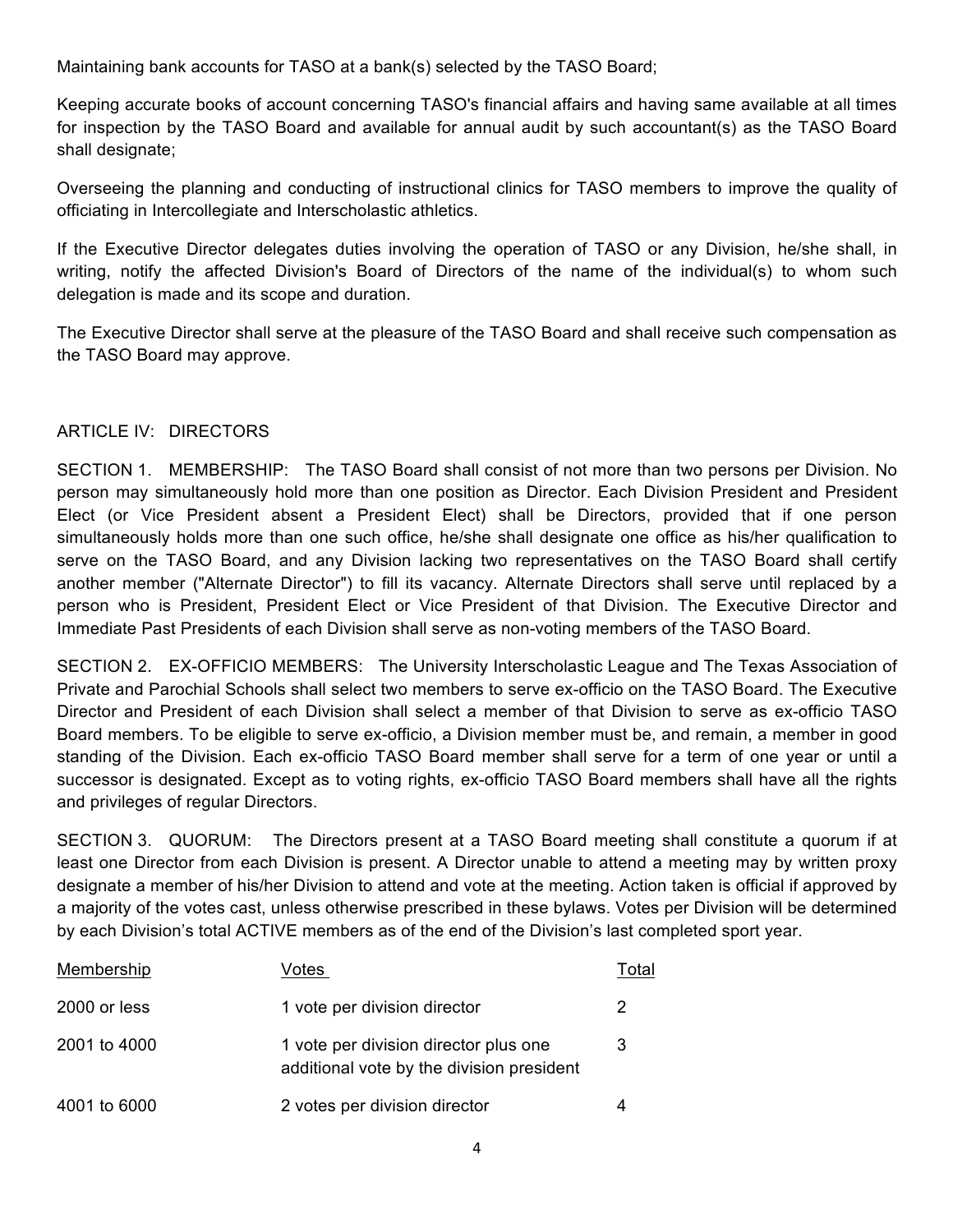Maintaining bank accounts for TASO at a bank(s) selected by the TASO Board;

Keeping accurate books of account concerning TASO's financial affairs and having same available at all times for inspection by the TASO Board and available for annual audit by such accountant(s) as the TASO Board shall designate;

Overseeing the planning and conducting of instructional clinics for TASO members to improve the quality of officiating in Intercollegiate and Interscholastic athletics.

If the Executive Director delegates duties involving the operation of TASO or any Division, he/she shall, in writing, notify the affected Division's Board of Directors of the name of the individual(s) to whom such delegation is made and its scope and duration.

The Executive Director shall serve at the pleasure of the TASO Board and shall receive such compensation as the TASO Board may approve.

## ARTICLE IV: DIRECTORS

SECTION 1. MEMBERSHIP: The TASO Board shall consist of not more than two persons per Division. No person may simultaneously hold more than one position as Director. Each Division President and President Elect (or Vice President absent a President Elect) shall be Directors, provided that if one person simultaneously holds more than one such office, he/she shall designate one office as his/her qualification to serve on the TASO Board, and any Division lacking two representatives on the TASO Board shall certify another member ("Alternate Director") to fill its vacancy. Alternate Directors shall serve until replaced by a person who is President, President Elect or Vice President of that Division. The Executive Director and Immediate Past Presidents of each Division shall serve as non-voting members of the TASO Board.

SECTION 2. EX-OFFICIO MEMBERS: The University Interscholastic League and The Texas Association of Private and Parochial Schools shall select two members to serve ex-officio on the TASO Board. The Executive Director and President of each Division shall select a member of that Division to serve as ex-officio TASO Board members. To be eligible to serve ex-officio, a Division member must be, and remain, a member in good standing of the Division. Each ex-officio TASO Board member shall serve for a term of one year or until a successor is designated. Except as to voting rights, ex-officio TASO Board members shall have all the rights and privileges of regular Directors.

SECTION 3. QUORUM: The Directors present at a TASO Board meeting shall constitute a quorum if at least one Director from each Division is present. A Director unable to attend a meeting may by written proxy designate a member of his/her Division to attend and vote at the meeting. Action taken is official if approved by a majority of the votes cast, unless otherwise prescribed in these bylaws. Votes per Division will be determined by each Division's total ACTIVE members as of the end of the Division's last completed sport year.

| Membership | Votes | Total |
|---|---|---|
| 2000 or less | 1 vote per division director | 2 |
| 2001 to 4000 | 1 vote per division director plus one additional vote by the division president | 3 |
| 4001 to 6000 | 2 votes per division director | 4 |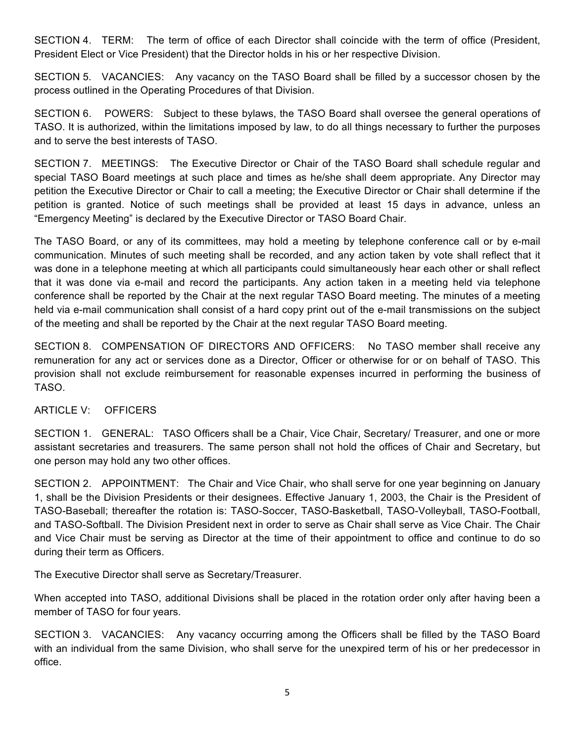SECTION 4. TERM: The term of office of each Director shall coincide with the term of office (President, President Elect or Vice President) that the Director holds in his or her respective Division.

SECTION 5. VACANCIES: Any vacancy on the TASO Board shall be filled by a successor chosen by the process outlined in the Operating Procedures of that Division.

SECTION 6. POWERS: Subject to these bylaws, the TASO Board shall oversee the general operations of TASO. It is authorized, within the limitations imposed by law, to do all things necessary to further the purposes and to serve the best interests of TASO.

SECTION 7. MEETINGS: The Executive Director or Chair of the TASO Board shall schedule regular and special TASO Board meetings at such place and times as he/she shall deem appropriate. Any Director may petition the Executive Director or Chair to call a meeting; the Executive Director or Chair shall determine if the petition is granted. Notice of such meetings shall be provided at least 15 days in advance, unless an "Emergency Meeting" is declared by the Executive Director or TASO Board Chair.

The TASO Board, or any of its committees, may hold a meeting by telephone conference call or by e-mail communication. Minutes of such meeting shall be recorded, and any action taken by vote shall reflect that it was done in a telephone meeting at which all participants could simultaneously hear each other or shall reflect that it was done via e-mail and record the participants. Any action taken in a meeting held via telephone conference shall be reported by the Chair at the next regular TASO Board meeting. The minutes of a meeting held via e-mail communication shall consist of a hard copy print out of the e-mail transmissions on the subject of the meeting and shall be reported by the Chair at the next regular TASO Board meeting.

SECTION 8. COMPENSATION OF DIRECTORS AND OFFICERS: No TASO member shall receive any remuneration for any act or services done as a Director, Officer or otherwise for or on behalf of TASO. This provision shall not exclude reimbursement for reasonable expenses incurred in performing the business of TASO.

## ARTICLE V: OFFICERS

SECTION 1. GENERAL: TASO Officers shall be a Chair, Vice Chair, Secretary/ Treasurer, and one or more assistant secretaries and treasurers. The same person shall not hold the offices of Chair and Secretary, but one person may hold any two other offices.

SECTION 2. APPOINTMENT: The Chair and Vice Chair, who shall serve for one year beginning on January 1, shall be the Division Presidents or their designees. Effective January 1, 2003, the Chair is the President of TASO-Baseball; thereafter the rotation is: TASO-Soccer, TASO-Basketball, TASO-Volleyball, TASO-Football, and TASO-Softball. The Division President next in order to serve as Chair shall serve as Vice Chair. The Chair and Vice Chair must be serving as Director at the time of their appointment to office and continue to do so during their term as Officers.

The Executive Director shall serve as Secretary/Treasurer.

When accepted into TASO, additional Divisions shall be placed in the rotation order only after having been a member of TASO for four years.

SECTION 3. VACANCIES: Any vacancy occurring among the Officers shall be filled by the TASO Board with an individual from the same Division, who shall serve for the unexpired term of his or her predecessor in office.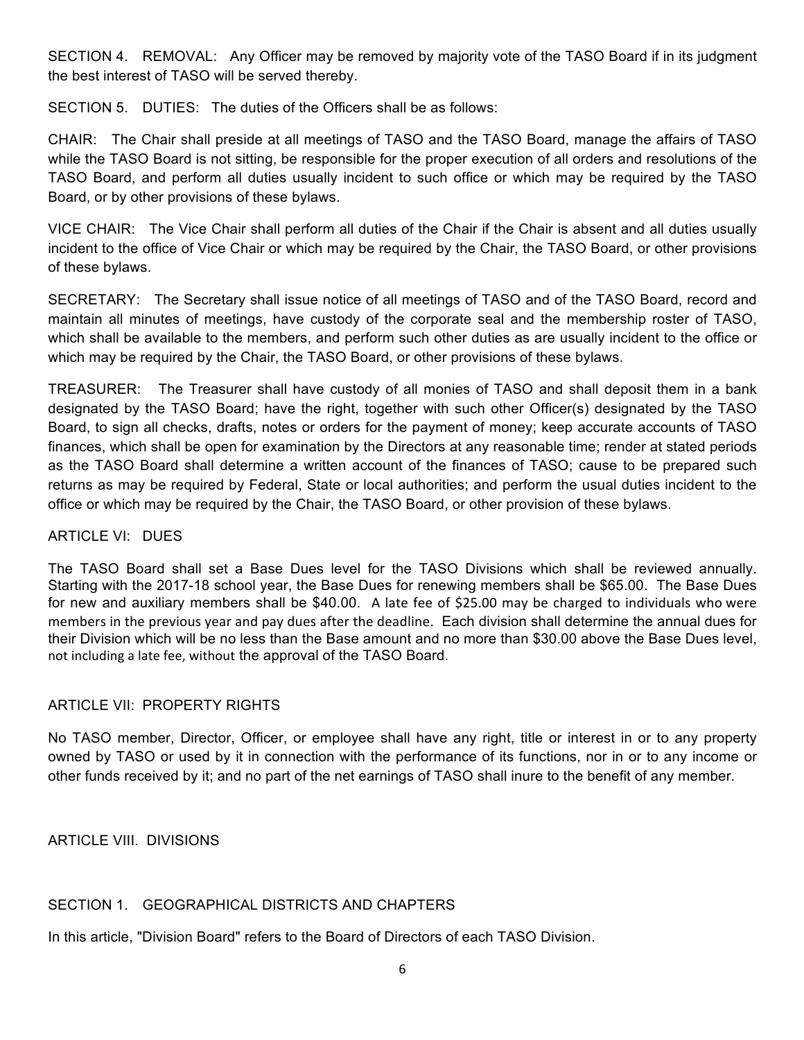SECTION 4. REMOVAL: Any Officer may be removed by majority vote of the TASO Board if in its judgment the best interest of TASO will be served thereby.

SECTION 5. DUTIES: The duties of the Officers shall be as follows:

CHAIR: The Chair shall preside at all meetings of TASO and the TASO Board, manage the affairs of TASO while the TASO Board is not sitting, be responsible for the proper execution of all orders and resolutions of the TASO Board, and perform all duties usually incident to such office or which may be required by the TASO Board, or by other provisions of these bylaws.

VICE CHAIR: The Vice Chair shall perform all duties of the Chair if the Chair is absent and all duties usually incident to the office of Vice Chair or which may be required by the Chair, the TASO Board, or other provisions of these bylaws.

SECRETARY: The Secretary shall issue notice of all meetings of TASO and of the TASO Board, record and maintain all minutes of meetings, have custody of the corporate seal and the membership roster of TASO, which shall be available to the members, and perform such other duties as are usually incident to the office or which may be required by the Chair, the TASO Board, or other provisions of these bylaws.

TREASURER: The Treasurer shall have custody of all monies of TASO and shall deposit them in a bank designated by the TASO Board; have the right, together with such other Officer(s) designated by the TASO Board, to sign all checks, drafts, notes or orders for the payment of money; keep accurate accounts of TASO finances, which shall be open for examination by the Directors at any reasonable time; render at stated periods as the TASO Board shall determine a written account of the finances of TASO; cause to be prepared such returns as may be required by Federal, State or local authorities; and perform the usual duties incident to the office or which may be required by the Chair, the TASO Board, or other provision of these bylaws.

## ARTICLE VI: DUES

The TASO Board shall set a Base Dues level for the TASO Divisions which shall be reviewed annually. Starting with the 2017-18 school year, the Base Dues for renewing members shall be $65.00. The Base Dues for new and auxiliary members shall be $40.00. A late fee of $25.00 may be charged to individuals who were members in the previous year and pay dues after the deadline. Each division shall determine the annual dues for their Division which will be no less than the Base amount and no more than $30.00 above the Base Dues level, not including a late fee, without the approval of the TASO Board.

## ARTICLE VII: PROPERTY RIGHTS

No TASO member, Director, Officer, or employee shall have any right, title or interest in or to any property owned by TASO or used by it in connection with the performance of its functions, nor in or to any income or other funds received by it; and no part of the net earnings of TASO shall inure to the benefit of any member.

## ARTICLE VIII. DIVISIONS

### SECTION 1. GEOGRAPHICAL DISTRICTS AND CHAPTERS

In this article, "Division Board" refers to the Board of Directors of each TASO Division.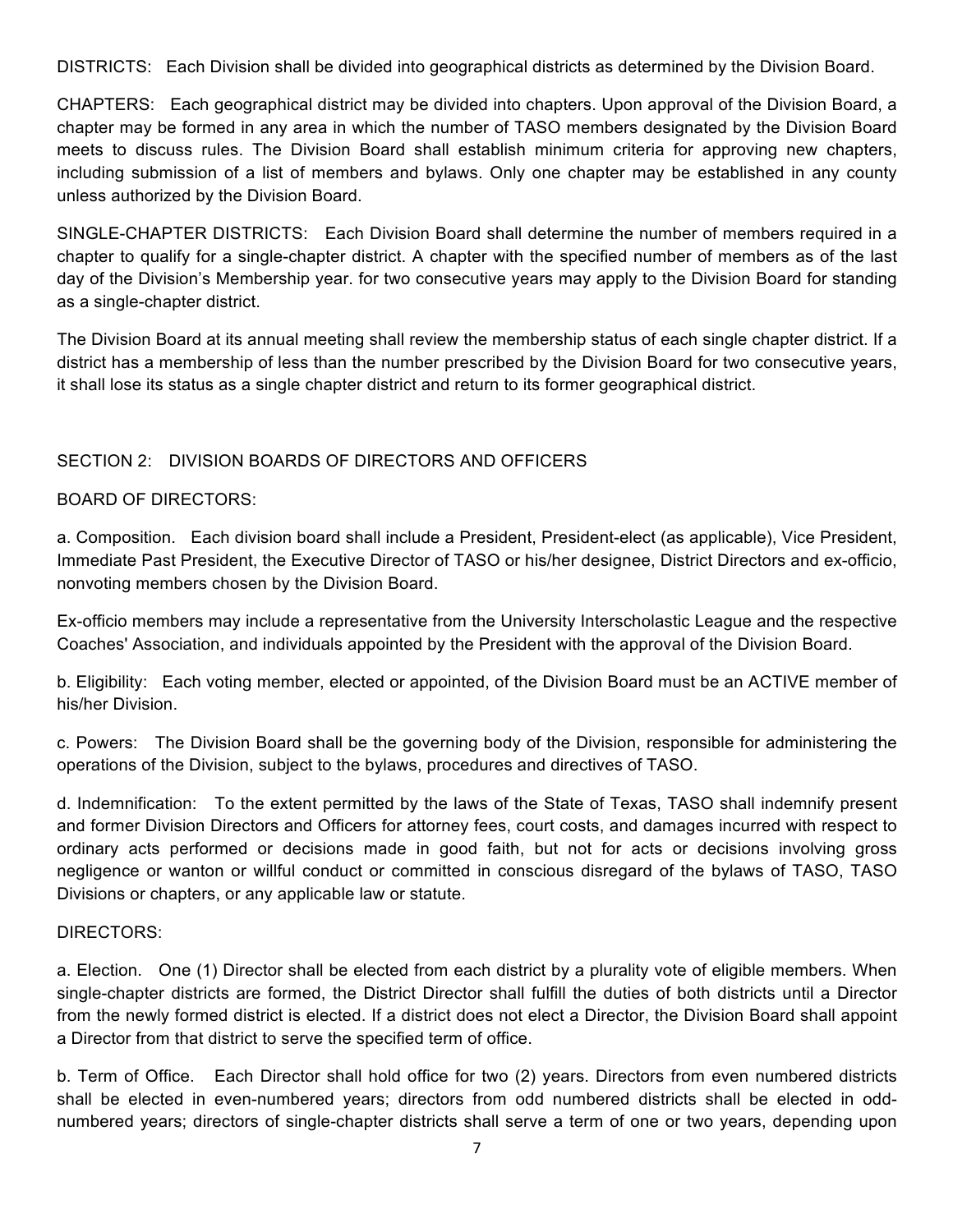DISTRICTS: Each Division shall be divided into geographical districts as determined by the Division Board.

CHAPTERS: Each geographical district may be divided into chapters. Upon approval of the Division Board, a chapter may be formed in any area in which the number of TASO members designated by the Division Board meets to discuss rules. The Division Board shall establish minimum criteria for approving new chapters, including submission of a list of members and bylaws. Only one chapter may be established in any county unless authorized by the Division Board.

SINGLE-CHAPTER DISTRICTS: Each Division Board shall determine the number of members required in a chapter to qualify for a single-chapter district. A chapter with the specified number of members as of the last day of the Division's Membership year. for two consecutive years may apply to the Division Board for standing as a single-chapter district.

The Division Board at its annual meeting shall review the membership status of each single chapter district. If a district has a membership of less than the number prescribed by the Division Board for two consecutive years, it shall lose its status as a single chapter district and return to its former geographical district.

## SECTION 2: DIVISION BOARDS OF DIRECTORS AND OFFICERS

BOARD OF DIRECTORS:

a. Composition. Each division board shall include a President, President-elect (as applicable), Vice President, Immediate Past President, the Executive Director of TASO or his/her designee, District Directors and ex-officio, nonvoting members chosen by the Division Board.

Ex-officio members may include a representative from the University Interscholastic League and the respective Coaches' Association, and individuals appointed by the President with the approval of the Division Board.

b. Eligibility: Each voting member, elected or appointed, of the Division Board must be an ACTIVE member of his/her Division.

c. Powers: The Division Board shall be the governing body of the Division, responsible for administering the operations of the Division, subject to the bylaws, procedures and directives of TASO.

d. Indemnification: To the extent permitted by the laws of the State of Texas, TASO shall indemnify present and former Division Directors and Officers for attorney fees, court costs, and damages incurred with respect to ordinary acts performed or decisions made in good faith, but not for acts or decisions involving gross negligence or wanton or willful conduct or committed in conscious disregard of the bylaws of TASO, TASO Divisions or chapters, or any applicable law or statute.

DIRECTORS:

a. Election. One (1) Director shall be elected from each district by a plurality vote of eligible members. When single-chapter districts are formed, the District Director shall fulfill the duties of both districts until a Director from the newly formed district is elected. If a district does not elect a Director, the Division Board shall appoint a Director from that district to serve the specified term of office.

b. Term of Office. Each Director shall hold office for two (2) years. Directors from even numbered districts shall be elected in even-numbered years; directors from odd numbered districts shall be elected in odd-numbered years; directors of single-chapter districts shall serve a term of one or two years, depending upon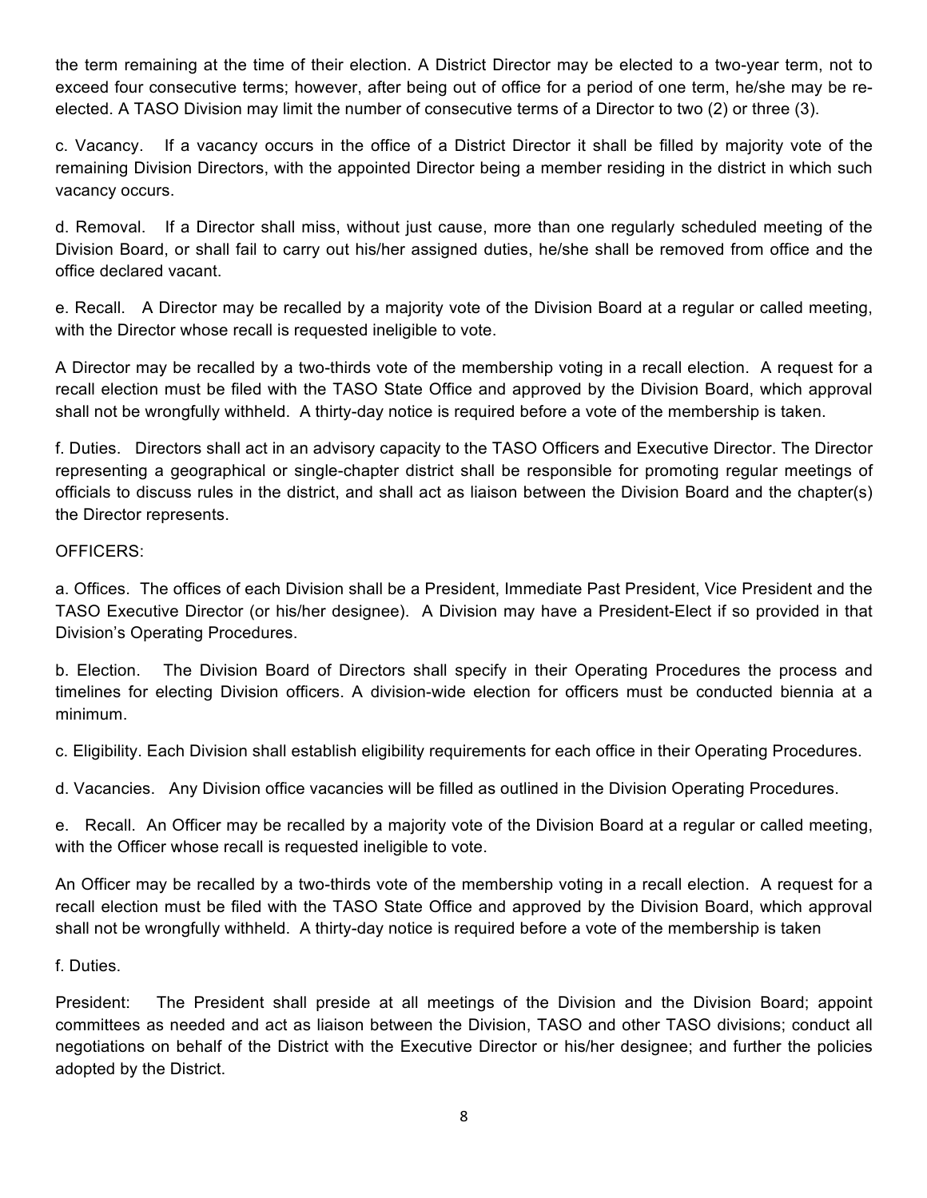the term remaining at the time of their election. A District Director may be elected to a two-year term, not to exceed four consecutive terms; however, after being out of office for a period of one term, he/she may be re-elected. A TASO Division may limit the number of consecutive terms of a Director to two (2) or three (3).

c. Vacancy. If a vacancy occurs in the office of a District Director it shall be filled by majority vote of the remaining Division Directors, with the appointed Director being a member residing in the district in which such vacancy occurs.

d. Removal. If a Director shall miss, without just cause, more than one regularly scheduled meeting of the Division Board, or shall fail to carry out his/her assigned duties, he/she shall be removed from office and the office declared vacant.

e. Recall. A Director may be recalled by a majority vote of the Division Board at a regular or called meeting, with the Director whose recall is requested ineligible to vote.

A Director may be recalled by a two-thirds vote of the membership voting in a recall election. A request for a recall election must be filed with the TASO State Office and approved by the Division Board, which approval shall not be wrongfully withheld. A thirty-day notice is required before a vote of the membership is taken.

f. Duties. Directors shall act in an advisory capacity to the TASO Officers and Executive Director. The Director representing a geographical or single-chapter district shall be responsible for promoting regular meetings of officials to discuss rules in the district, and shall act as liaison between the Division Board and the chapter(s) the Director represents.

OFFICERS:

a. Offices. The offices of each Division shall be a President, Immediate Past President, Vice President and the TASO Executive Director (or his/her designee). A Division may have a President-Elect if so provided in that Division's Operating Procedures.

b. Election. The Division Board of Directors shall specify in their Operating Procedures the process and timelines for electing Division officers. A division-wide election for officers must be conducted biennia at a minimum.

c. Eligibility. Each Division shall establish eligibility requirements for each office in their Operating Procedures.

d. Vacancies. Any Division office vacancies will be filled as outlined in the Division Operating Procedures.

e. Recall. An Officer may be recalled by a majority vote of the Division Board at a regular or called meeting, with the Officer whose recall is requested ineligible to vote.

An Officer may be recalled by a two-thirds vote of the membership voting in a recall election. A request for a recall election must be filed with the TASO State Office and approved by the Division Board, which approval shall not be wrongfully withheld. A thirty-day notice is required before a vote of the membership is taken

f. Duties.

President: The President shall preside at all meetings of the Division and the Division Board; appoint committees as needed and act as liaison between the Division, TASO and other TASO divisions; conduct all negotiations on behalf of the District with the Executive Director or his/her designee; and further the policies adopted by the District.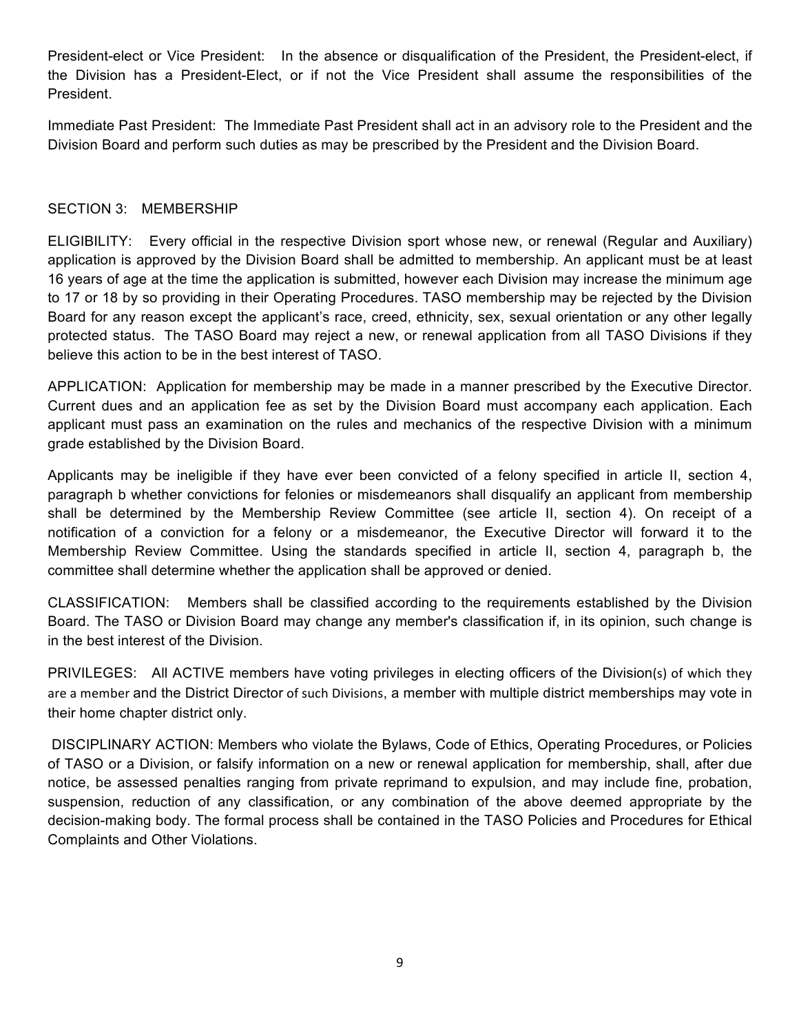President-elect or Vice President: In the absence or disqualification of the President, the President-elect, if the Division has a President-Elect, or if not the Vice President shall assume the responsibilities of the President.

Immediate Past President: The Immediate Past President shall act in an advisory role to the President and the Division Board and perform such duties as may be prescribed by the President and the Division Board.

## SECTION 3: MEMBERSHIP

ELIGIBILITY: Every official in the respective Division sport whose new, or renewal (Regular and Auxiliary) application is approved by the Division Board shall be admitted to membership. An applicant must be at least 16 years of age at the time the application is submitted, however each Division may increase the minimum age to 17 or 18 by so providing in their Operating Procedures. TASO membership may be rejected by the Division Board for any reason except the applicant's race, creed, ethnicity, sex, sexual orientation or any other legally protected status. The TASO Board may reject a new, or renewal application from all TASO Divisions if they believe this action to be in the best interest of TASO.

APPLICATION: Application for membership may be made in a manner prescribed by the Executive Director. Current dues and an application fee as set by the Division Board must accompany each application. Each applicant must pass an examination on the rules and mechanics of the respective Division with a minimum grade established by the Division Board.

Applicants may be ineligible if they have ever been convicted of a felony specified in article II, section 4, paragraph b whether convictions for felonies or misdemeanors shall disqualify an applicant from membership shall be determined by the Membership Review Committee (see article II, section 4). On receipt of a notification of a conviction for a felony or a misdemeanor, the Executive Director will forward it to the Membership Review Committee. Using the standards specified in article II, section 4, paragraph b, the committee shall determine whether the application shall be approved or denied.

CLASSIFICATION: Members shall be classified according to the requirements established by the Division Board. The TASO or Division Board may change any member's classification if, in its opinion, such change is in the best interest of the Division.

PRIVILEGES: All ACTIVE members have voting privileges in electing officers of the Division(s) of which they are a member and the District Director of such Divisions, a member with multiple district memberships may vote in their home chapter district only.

DISCIPLINARY ACTION: Members who violate the Bylaws, Code of Ethics, Operating Procedures, or Policies of TASO or a Division, or falsify information on a new or renewal application for membership, shall, after due notice, be assessed penalties ranging from private reprimand to expulsion, and may include fine, probation, suspension, reduction of any classification, or any combination of the above deemed appropriate by the decision-making body. The formal process shall be contained in the TASO Policies and Procedures for Ethical Complaints and Other Violations.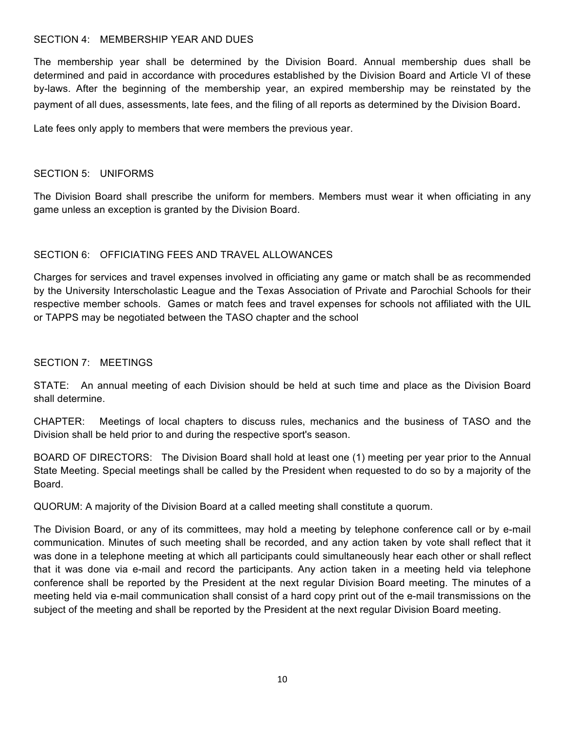### SECTION 4: MEMBERSHIP YEAR AND DUES

The membership year shall be determined by the Division Board. Annual membership dues shall be determined and paid in accordance with procedures established by the Division Board and Article VI of these by-laws. After the beginning of the membership year, an expired membership may be reinstated by the payment of all dues, assessments, late fees, and the filing of all reports as determined by the Division Board.

Late fees only apply to members that were members the previous year.

### SECTION 5: UNIFORMS

The Division Board shall prescribe the uniform for members. Members must wear it when officiating in any game unless an exception is granted by the Division Board.

### SECTION 6: OFFICIATING FEES AND TRAVEL ALLOWANCES

Charges for services and travel expenses involved in officiating any game or match shall be as recommended by the University Interscholastic League and the Texas Association of Private and Parochial Schools for their respective member schools. Games or match fees and travel expenses for schools not affiliated with the UIL or TAPPS may be negotiated between the TASO chapter and the school

### SECTION 7: MEETINGS

STATE: An annual meeting of each Division should be held at such time and place as the Division Board shall determine.

CHAPTER: Meetings of local chapters to discuss rules, mechanics and the business of TASO and the Division shall be held prior to and during the respective sport's season.

BOARD OF DIRECTORS: The Division Board shall hold at least one (1) meeting per year prior to the Annual State Meeting. Special meetings shall be called by the President when requested to do so by a majority of the Board.

QUORUM: A majority of the Division Board at a called meeting shall constitute a quorum.

The Division Board, or any of its committees, may hold a meeting by telephone conference call or by e-mail communication. Minutes of such meeting shall be recorded, and any action taken by vote shall reflect that it was done in a telephone meeting at which all participants could simultaneously hear each other or shall reflect that it was done via e-mail and record the participants. Any action taken in a meeting held via telephone conference shall be reported by the President at the next regular Division Board meeting. The minutes of a meeting held via e-mail communication shall consist of a hard copy print out of the e-mail transmissions on the subject of the meeting and shall be reported by the President at the next regular Division Board meeting.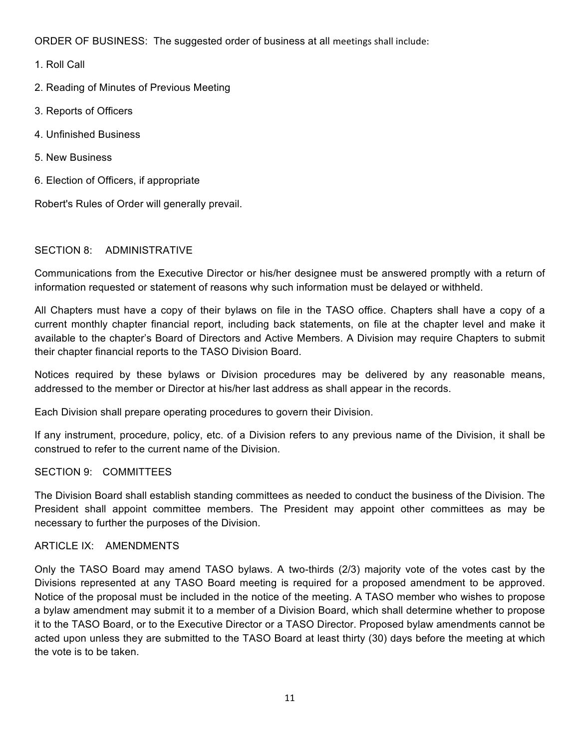ORDER OF BUSINESS: The suggested order of business at all meetings shall include:

1. Roll Call
2. Reading of Minutes of Previous Meeting
3. Reports of Officers
4. Unfinished Business
5. New Business
6. Election of Officers, if appropriate

Robert's Rules of Order will generally prevail.

## SECTION 8: ADMINISTRATIVE

Communications from the Executive Director or his/her designee must be answered promptly with a return of information requested or statement of reasons why such information must be delayed or withheld.

All Chapters must have a copy of their bylaws on file in the TASO office. Chapters shall have a copy of a current monthly chapter financial report, including back statements, on file at the chapter level and make it available to the chapter's Board of Directors and Active Members. A Division may require Chapters to submit their chapter financial reports to the TASO Division Board.

Notices required by these bylaws or Division procedures may be delivered by any reasonable means, addressed to the member or Director at his/her last address as shall appear in the records.

Each Division shall prepare operating procedures to govern their Division.

If any instrument, procedure, policy, etc. of a Division refers to any previous name of the Division, it shall be construed to refer to the current name of the Division.

## SECTION 9: COMMITTEES

The Division Board shall establish standing committees as needed to conduct the business of the Division. The President shall appoint committee members. The President may appoint other committees as may be necessary to further the purposes of the Division.

## ARTICLE IX: AMENDMENTS

Only the TASO Board may amend TASO bylaws. A two-thirds (2/3) majority vote of the votes cast by the Divisions represented at any TASO Board meeting is required for a proposed amendment to be approved. Notice of the proposal must be included in the notice of the meeting. A TASO member who wishes to propose a bylaw amendment may submit it to a member of a Division Board, which shall determine whether to propose it to the TASO Board, or to the Executive Director or a TASO Director. Proposed bylaw amendments cannot be acted upon unless they are submitted to the TASO Board at least thirty (30) days before the meeting at which the vote is to be taken.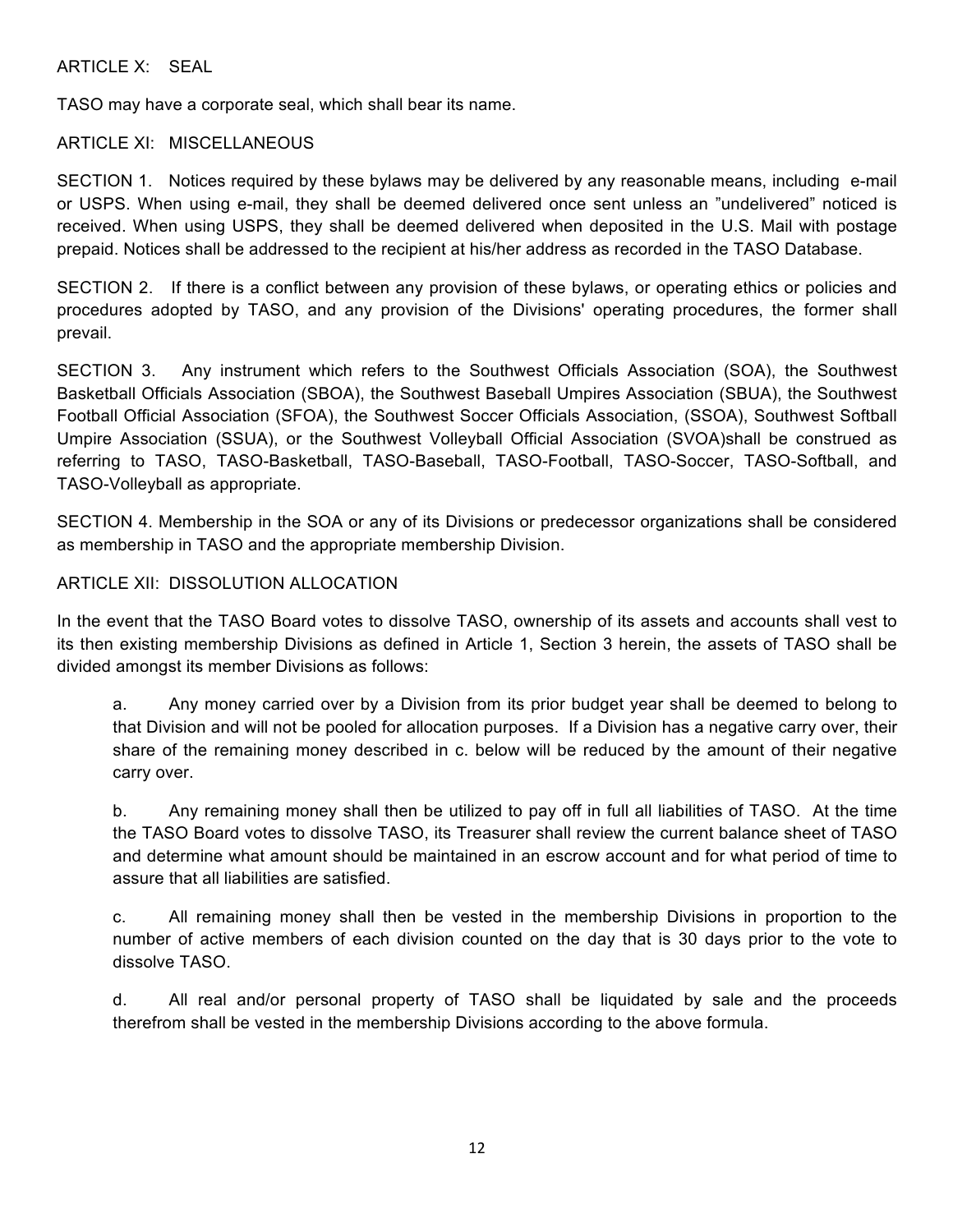## ARTICLE X: SEAL

TASO may have a corporate seal, which shall bear its name.

## ARTICLE XI: MISCELLANEOUS

SECTION 1. Notices required by these bylaws may be delivered by any reasonable means, including e-mail or USPS. When using e-mail, they shall be deemed delivered once sent unless an "undelivered" noticed is received. When using USPS, they shall be deemed delivered when deposited in the U.S. Mail with postage prepaid. Notices shall be addressed to the recipient at his/her address as recorded in the TASO Database.

SECTION 2. If there is a conflict between any provision of these bylaws, or operating ethics or policies and procedures adopted by TASO, and any provision of the Divisions' operating procedures, the former shall prevail.

SECTION 3. Any instrument which refers to the Southwest Officials Association (SOA), the Southwest Basketball Officials Association (SBOA), the Southwest Baseball Umpires Association (SBUA), the Southwest Football Official Association (SFOA), the Southwest Soccer Officials Association, (SSOA), Southwest Softball Umpire Association (SSUA), or the Southwest Volleyball Official Association (SVOA)shall be construed as referring to TASO, TASO-Basketball, TASO-Baseball, TASO-Football, TASO-Soccer, TASO-Softball, and TASO-Volleyball as appropriate.

SECTION 4. Membership in the SOA or any of its Divisions or predecessor organizations shall be considered as membership in TASO and the appropriate membership Division.

## ARTICLE XII: DISSOLUTION ALLOCATION

In the event that the TASO Board votes to dissolve TASO, ownership of its assets and accounts shall vest to its then existing membership Divisions as defined in Article 1, Section 3 herein, the assets of TASO shall be divided amongst its member Divisions as follows:

a. Any money carried over by a Division from its prior budget year shall be deemed to belong to that Division and will not be pooled for allocation purposes. If a Division has a negative carry over, their share of the remaining money described in c. below will be reduced by the amount of their negative carry over.

b. Any remaining money shall then be utilized to pay off in full all liabilities of TASO. At the time the TASO Board votes to dissolve TASO, its Treasurer shall review the current balance sheet of TASO and determine what amount should be maintained in an escrow account and for what period of time to assure that all liabilities are satisfied.

c. All remaining money shall then be vested in the membership Divisions in proportion to the number of active members of each division counted on the day that is 30 days prior to the vote to dissolve TASO.

d. All real and/or personal property of TASO shall be liquidated by sale and the proceeds therefrom shall be vested in the membership Divisions according to the above formula.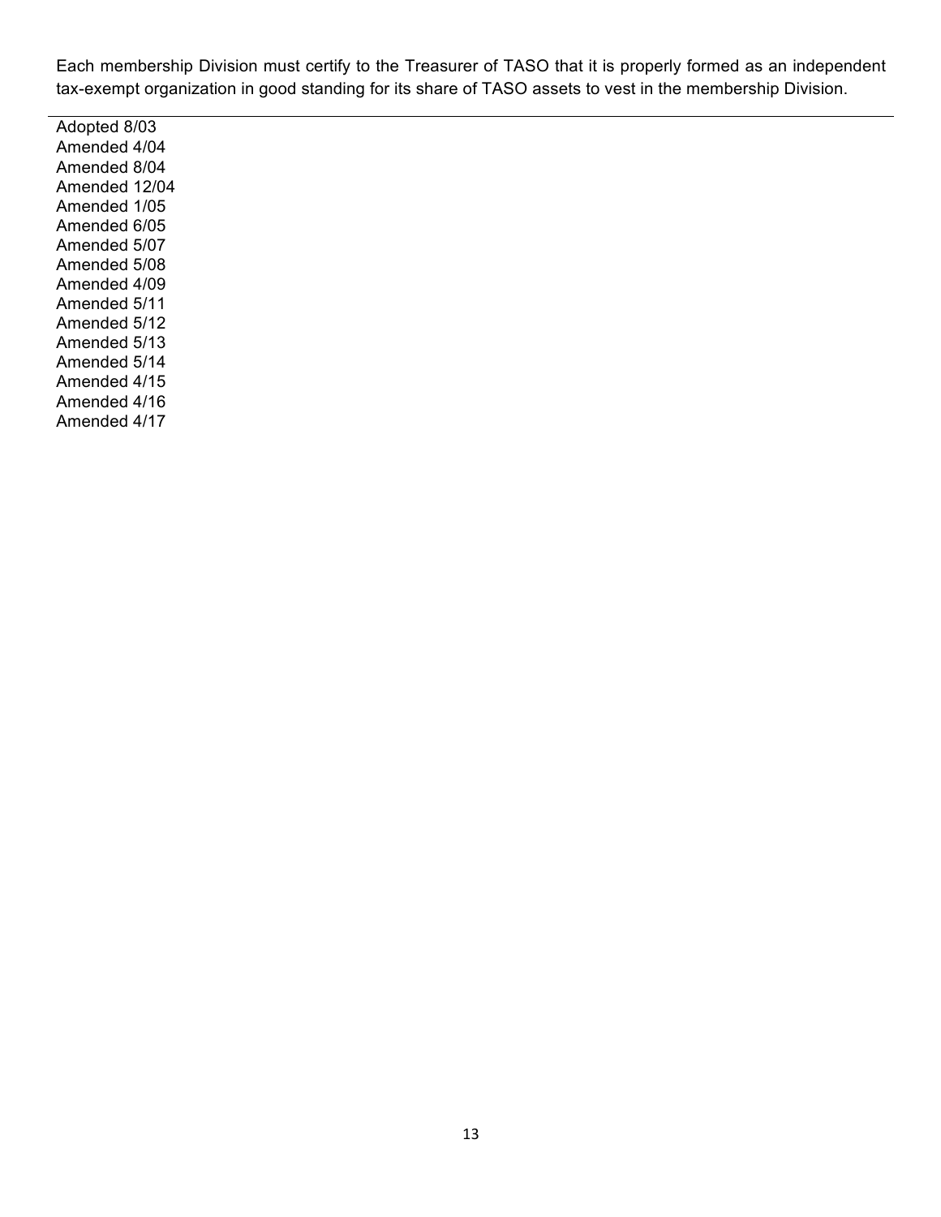Each membership Division must certify to the Treasurer of TASO that it is properly formed as an independent tax-exempt organization in good standing for its share of TASO assets to vest in the membership Division.

---

Adopted 8/03
Amended 4/04
Amended 8/04
Amended 12/04
Amended 1/05
Amended 6/05
Amended 5/07
Amended 5/08
Amended 4/09
Amended 5/11
Amended 5/12
Amended 5/13
Amended 5/14
Amended 4/15
Amended 4/16
Amended 4/17